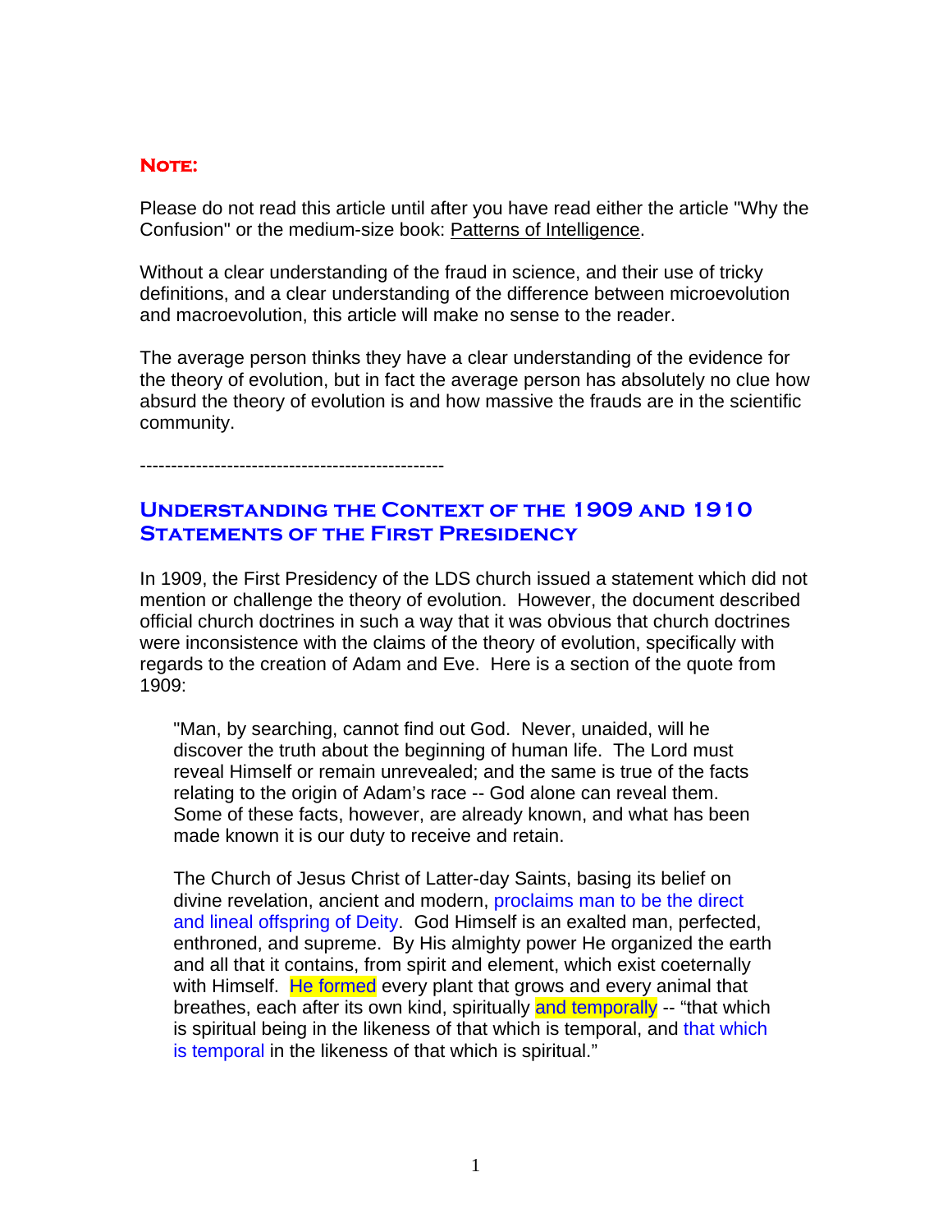**Note:**

Please do not read this article until after you have read either the article "Why the Confusion" or the medium-size book: Patterns of Intelligence.

Without a clear understanding of the fraud in science, and their use of tricky definitions, and a clear understanding of the difference between microevolution and macroevolution, this article will make no sense to the reader.

The average person thinks they have a clear understanding of the evidence for the theory of evolution, but in fact the average person has absolutely no clue how absurd the theory of evolution is and how massive the frauds are in the scientific community.

-------------------------------------------------

## Understanding the Context of the 1909 and 1910 Statements of the First Presidency

In 1909, the First Presidency of the LDS church issued a statement which did not mention or challenge the theory of evolution. However, the document described official church doctrines in such a way that it was obvious that church doctrines were inconsistence with the claims of the theory of evolution, specifically with regards to the creation of Adam and Eve. Here is a section of the quote from 1909:

> "Man, by searching, cannot find out God. Never, unaided, will he discover the truth about the beginning of human life. The Lord must reveal Himself or remain unrevealed; and the same is true of the facts relating to the origin of Adam's race -- God alone can reveal them. Some of these facts, however, are already known, and what has been made known it is our duty to receive and retain.
>
> The Church of Jesus Christ of Latter-day Saints, basing its belief on divine revelation, ancient and modern, proclaims man to be the direct and lineal offspring of Deity. God Himself is an exalted man, perfected, enthroned, and supreme. By His almighty power He organized the earth and all that it contains, from spirit and element, which exist coeternally with Himself. He formed every plant that grows and every animal that breathes, each after its own kind, spiritually and temporally -- "that which is spiritual being in the likeness of that which is temporal, and that which is temporal in the likeness of that which is spiritual."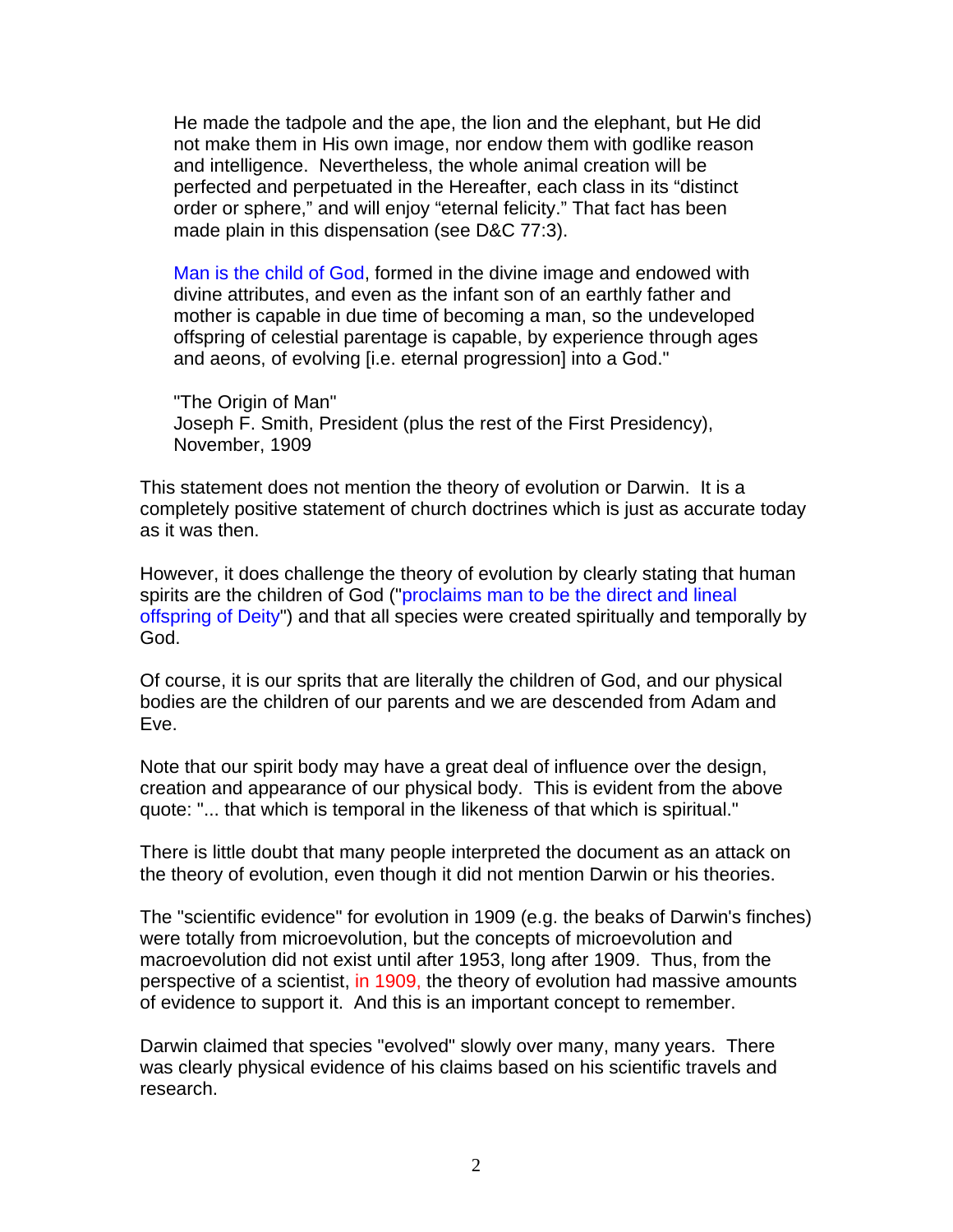> He made the tadpole and the ape, the lion and the elephant, but He did not make them in His own image, nor endow them with godlike reason and intelligence. Nevertheless, the whole animal creation will be perfected and perpetuated in the Hereafter, each class in its "distinct order or sphere," and will enjoy "eternal felicity." That fact has been made plain in this dispensation (see D&C 77:3).
>
> Man is the child of God, formed in the divine image and endowed with divine attributes, and even as the infant son of an earthly father and mother is capable in due time of becoming a man, so the undeveloped offspring of celestial parentage is capable, by experience through ages and aeons, of evolving [i.e. eternal progression] into a God."
>
> "The Origin of Man"
> Joseph F. Smith, President (plus the rest of the First Presidency), November, 1909

This statement does not mention the theory of evolution or Darwin. It is a completely positive statement of church doctrines which is just as accurate today as it was then.

However, it does challenge the theory of evolution by clearly stating that human spirits are the children of God ("proclaims man to be the direct and lineal offspring of Deity") and that all species were created spiritually and temporally by God.

Of course, it is our sprits that are literally the children of God, and our physical bodies are the children of our parents and we are descended from Adam and Eve.

Note that our spirit body may have a great deal of influence over the design, creation and appearance of our physical body. This is evident from the above quote: "... that which is temporal in the likeness of that which is spiritual."

There is little doubt that many people interpreted the document as an attack on the theory of evolution, even though it did not mention Darwin or his theories.

The "scientific evidence" for evolution in 1909 (e.g. the beaks of Darwin's finches) were totally from microevolution, but the concepts of microevolution and macroevolution did not exist until after 1953, long after 1909. Thus, from the perspective of a scientist, in 1909, the theory of evolution had massive amounts of evidence to support it. And this is an important concept to remember.

Darwin claimed that species "evolved" slowly over many, many years. There was clearly physical evidence of his claims based on his scientific travels and research.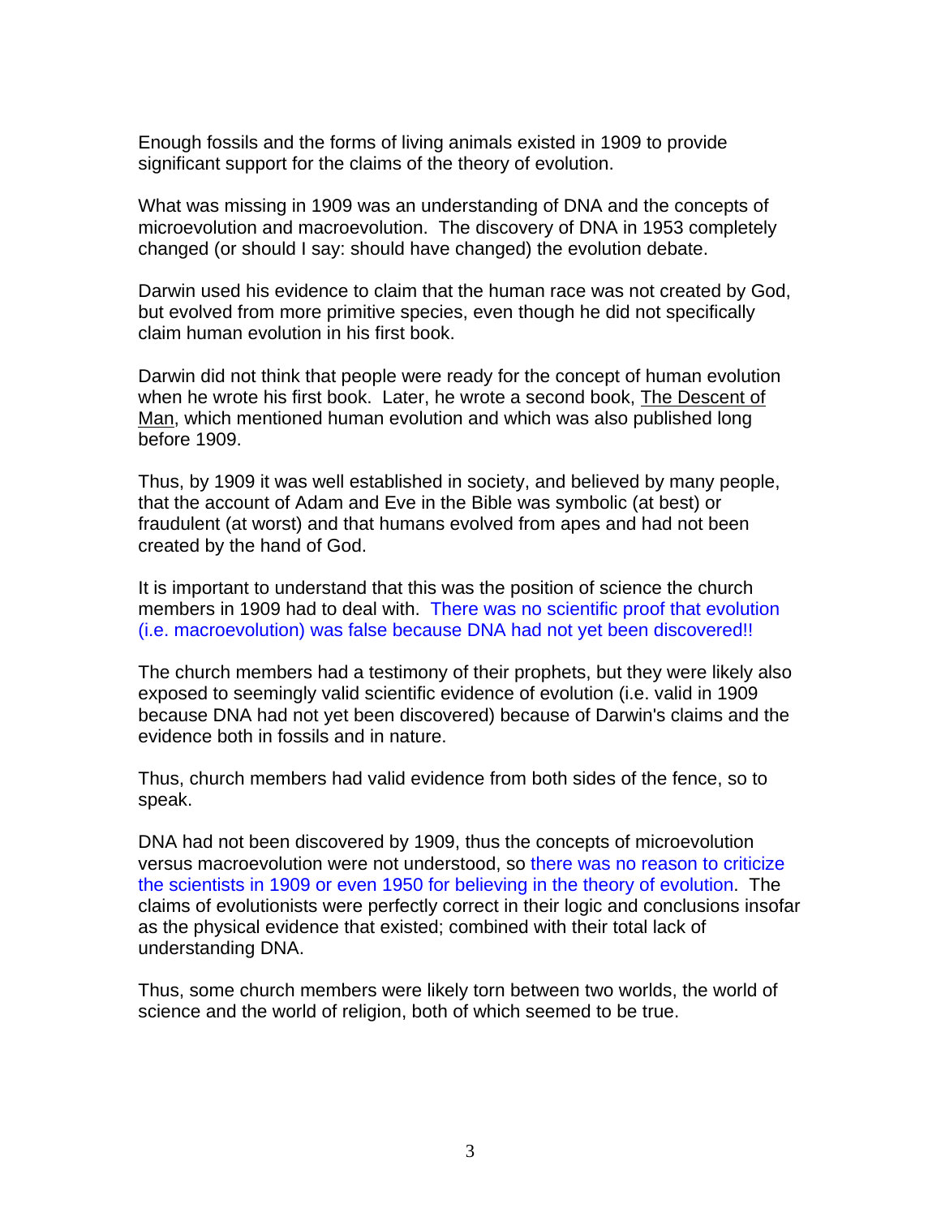Enough fossils and the forms of living animals existed in 1909 to provide significant support for the claims of the theory of evolution.

What was missing in 1909 was an understanding of DNA and the concepts of microevolution and macroevolution. The discovery of DNA in 1953 completely changed (or should I say: should have changed) the evolution debate.

Darwin used his evidence to claim that the human race was not created by God, but evolved from more primitive species, even though he did not specifically claim human evolution in his first book.

Darwin did not think that people were ready for the concept of human evolution when he wrote his first book. Later, he wrote a second book, The Descent of Man, which mentioned human evolution and which was also published long before 1909.

Thus, by 1909 it was well established in society, and believed by many people, that the account of Adam and Eve in the Bible was symbolic (at best) or fraudulent (at worst) and that humans evolved from apes and had not been created by the hand of God.

It is important to understand that this was the position of science the church members in 1909 had to deal with. There was no scientific proof that evolution (i.e. macroevolution) was false because DNA had not yet been discovered!!

The church members had a testimony of their prophets, but they were likely also exposed to seemingly valid scientific evidence of evolution (i.e. valid in 1909 because DNA had not yet been discovered) because of Darwin's claims and the evidence both in fossils and in nature.

Thus, church members had valid evidence from both sides of the fence, so to speak.

DNA had not been discovered by 1909, thus the concepts of microevolution versus macroevolution were not understood, so there was no reason to criticize the scientists in 1909 or even 1950 for believing in the theory of evolution. The claims of evolutionists were perfectly correct in their logic and conclusions insofar as the physical evidence that existed; combined with their total lack of understanding DNA.

Thus, some church members were likely torn between two worlds, the world of science and the world of religion, both of which seemed to be true.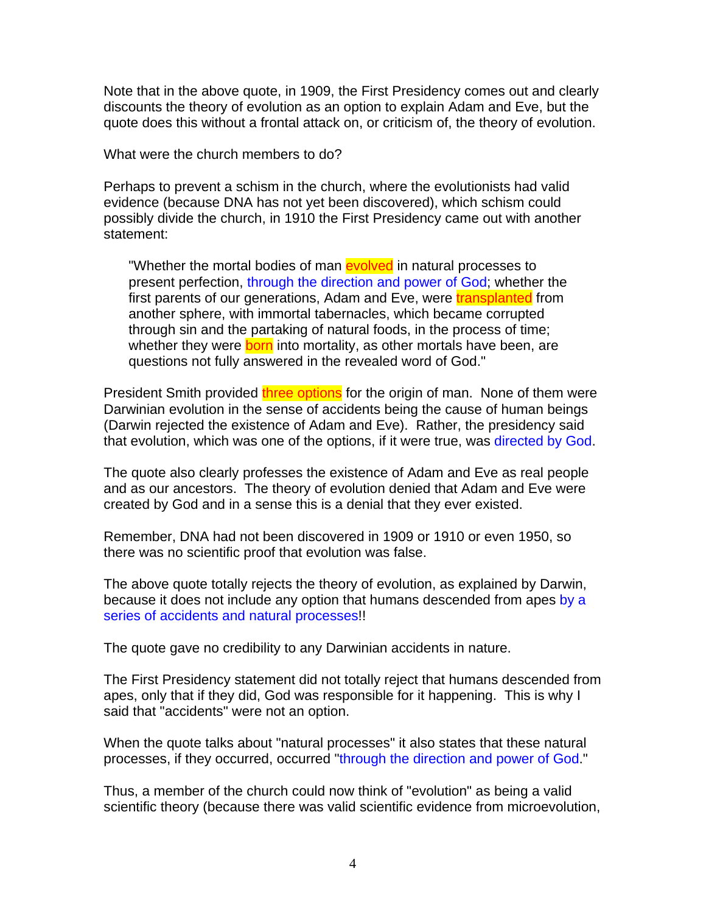Note that in the above quote, in 1909, the First Presidency comes out and clearly discounts the theory of evolution as an option to explain Adam and Eve, but the quote does this without a frontal attack on, or criticism of, the theory of evolution.

What were the church members to do?

Perhaps to prevent a schism in the church, where the evolutionists had valid evidence (because DNA has not yet been discovered), which schism could possibly divide the church, in 1910 the First Presidency came out with another statement:

> "Whether the mortal bodies of man evolved in natural processes to present perfection, through the direction and power of God; whether the first parents of our generations, Adam and Eve, were transplanted from another sphere, with immortal tabernacles, which became corrupted through sin and the partaking of natural foods, in the process of time; whether they were born into mortality, as other mortals have been, are questions not fully answered in the revealed word of God."

President Smith provided three options for the origin of man. None of them were Darwinian evolution in the sense of accidents being the cause of human beings (Darwin rejected the existence of Adam and Eve). Rather, the presidency said that evolution, which was one of the options, if it were true, was directed by God.

The quote also clearly professes the existence of Adam and Eve as real people and as our ancestors. The theory of evolution denied that Adam and Eve were created by God and in a sense this is a denial that they ever existed.

Remember, DNA had not been discovered in 1909 or 1910 or even 1950, so there was no scientific proof that evolution was false.

The above quote totally rejects the theory of evolution, as explained by Darwin, because it does not include any option that humans descended from apes by a series of accidents and natural processes!!

The quote gave no credibility to any Darwinian accidents in nature.

The First Presidency statement did not totally reject that humans descended from apes, only that if they did, God was responsible for it happening. This is why I said that "accidents" were not an option.

When the quote talks about "natural processes" it also states that these natural processes, if they occurred, occurred "through the direction and power of God."

Thus, a member of the church could now think of "evolution" as being a valid scientific theory (because there was valid scientific evidence from microevolution,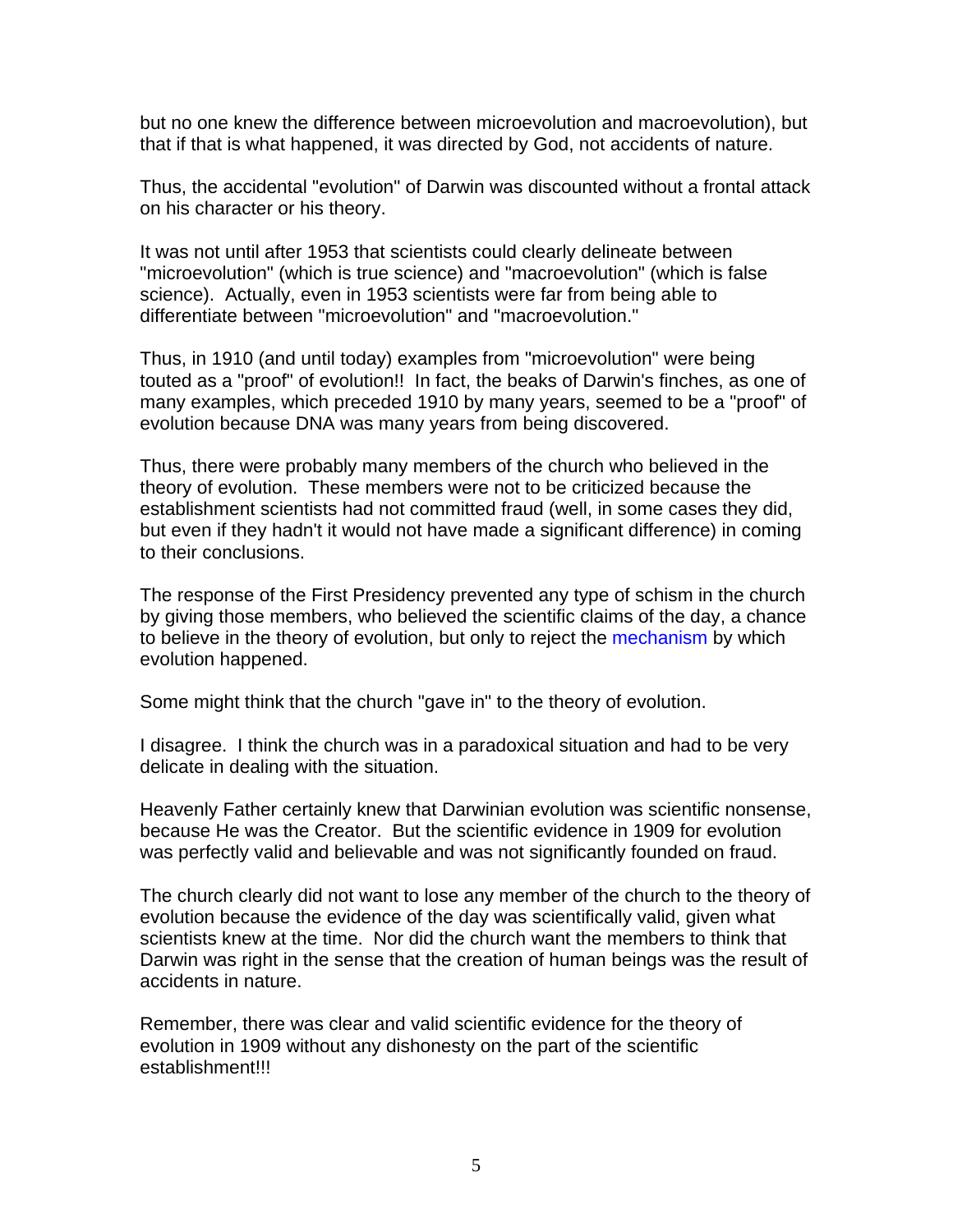but no one knew the difference between microevolution and macroevolution), but that if that is what happened, it was directed by God, not accidents of nature.

Thus, the accidental "evolution" of Darwin was discounted without a frontal attack on his character or his theory.

It was not until after 1953 that scientists could clearly delineate between "microevolution" (which is true science) and "macroevolution" (which is false science). Actually, even in 1953 scientists were far from being able to differentiate between "microevolution" and "macroevolution."

Thus, in 1910 (and until today) examples from "microevolution" were being touted as a "proof" of evolution!! In fact, the beaks of Darwin's finches, as one of many examples, which preceded 1910 by many years, seemed to be a "proof" of evolution because DNA was many years from being discovered.

Thus, there were probably many members of the church who believed in the theory of evolution. These members were not to be criticized because the establishment scientists had not committed fraud (well, in some cases they did, but even if they hadn't it would not have made a significant difference) in coming to their conclusions.

The response of the First Presidency prevented any type of schism in the church by giving those members, who believed the scientific claims of the day, a chance to believe in the theory of evolution, but only to reject the mechanism by which evolution happened.

Some might think that the church "gave in" to the theory of evolution.

I disagree. I think the church was in a paradoxical situation and had to be very delicate in dealing with the situation.

Heavenly Father certainly knew that Darwinian evolution was scientific nonsense, because He was the Creator. But the scientific evidence in 1909 for evolution was perfectly valid and believable and was not significantly founded on fraud.

The church clearly did not want to lose any member of the church to the theory of evolution because the evidence of the day was scientifically valid, given what scientists knew at the time. Nor did the church want the members to think that Darwin was right in the sense that the creation of human beings was the result of accidents in nature.

Remember, there was clear and valid scientific evidence for the theory of evolution in 1909 without any dishonesty on the part of the scientific establishment!!!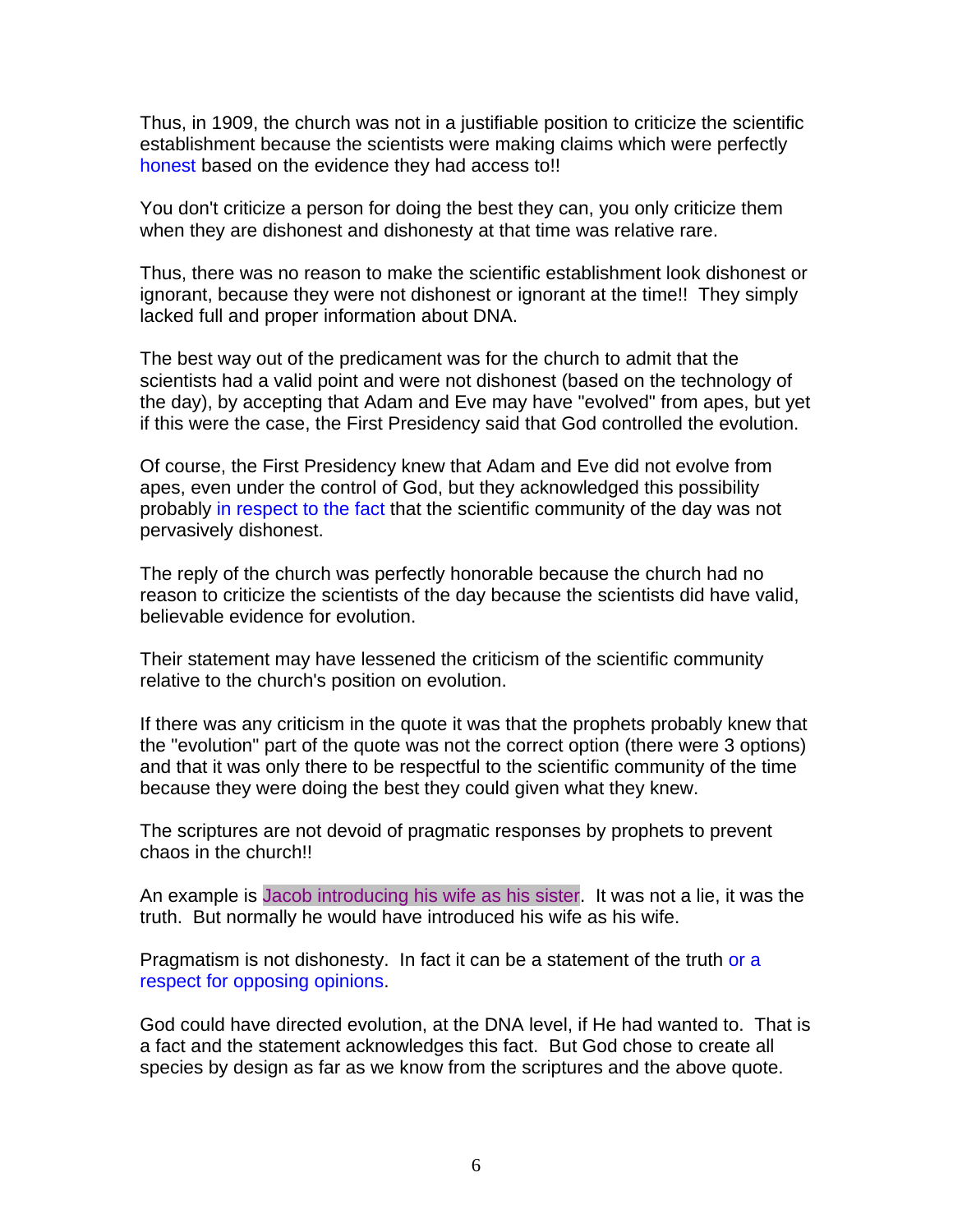Thus, in 1909, the church was not in a justifiable position to criticize the scientific establishment because the scientists were making claims which were perfectly honest based on the evidence they had access to!!

You don't criticize a person for doing the best they can, you only criticize them when they are dishonest and dishonesty at that time was relative rare.

Thus, there was no reason to make the scientific establishment look dishonest or ignorant, because they were not dishonest or ignorant at the time!! They simply lacked full and proper information about DNA.

The best way out of the predicament was for the church to admit that the scientists had a valid point and were not dishonest (based on the technology of the day), by accepting that Adam and Eve may have "evolved" from apes, but yet if this were the case, the First Presidency said that God controlled the evolution.

Of course, the First Presidency knew that Adam and Eve did not evolve from apes, even under the control of God, but they acknowledged this possibility probably in respect to the fact that the scientific community of the day was not pervasively dishonest.

The reply of the church was perfectly honorable because the church had no reason to criticize the scientists of the day because the scientists did have valid, believable evidence for evolution.

Their statement may have lessened the criticism of the scientific community relative to the church's position on evolution.

If there was any criticism in the quote it was that the prophets probably knew that the "evolution" part of the quote was not the correct option (there were 3 options) and that it was only there to be respectful to the scientific community of the time because they were doing the best they could given what they knew.

The scriptures are not devoid of pragmatic responses by prophets to prevent chaos in the church!!

An example is Jacob introducing his wife as his sister. It was not a lie, it was the truth. But normally he would have introduced his wife as his wife.

Pragmatism is not dishonesty. In fact it can be a statement of the truth or a respect for opposing opinions.

God could have directed evolution, at the DNA level, if He had wanted to. That is a fact and the statement acknowledges this fact. But God chose to create all species by design as far as we know from the scriptures and the above quote.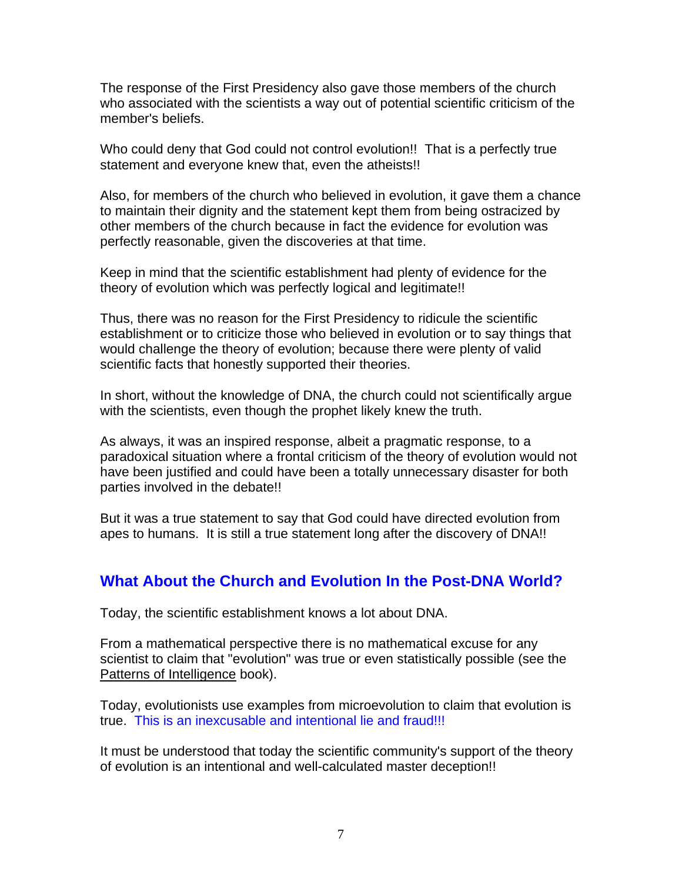The response of the First Presidency also gave those members of the church who associated with the scientists a way out of potential scientific criticism of the member's beliefs.

Who could deny that God could not control evolution!! That is a perfectly true statement and everyone knew that, even the atheists!!

Also, for members of the church who believed in evolution, it gave them a chance to maintain their dignity and the statement kept them from being ostracized by other members of the church because in fact the evidence for evolution was perfectly reasonable, given the discoveries at that time.

Keep in mind that the scientific establishment had plenty of evidence for the theory of evolution which was perfectly logical and legitimate!!

Thus, there was no reason for the First Presidency to ridicule the scientific establishment or to criticize those who believed in evolution or to say things that would challenge the theory of evolution; because there were plenty of valid scientific facts that honestly supported their theories.

In short, without the knowledge of DNA, the church could not scientifically argue with the scientists, even though the prophet likely knew the truth.

As always, it was an inspired response, albeit a pragmatic response, to a paradoxical situation where a frontal criticism of the theory of evolution would not have been justified and could have been a totally unnecessary disaster for both parties involved in the debate!!

But it was a true statement to say that God could have directed evolution from apes to humans. It is still a true statement long after the discovery of DNA!!

## What About the Church and Evolution In the Post-DNA World?

Today, the scientific establishment knows a lot about DNA.

From a mathematical perspective there is no mathematical excuse for any scientist to claim that "evolution" was true or even statistically possible (see the Patterns of Intelligence book).

Today, evolutionists use examples from microevolution to claim that evolution is true. This is an inexcusable and intentional lie and fraud!!!

It must be understood that today the scientific community's support of the theory of evolution is an intentional and well-calculated master deception!!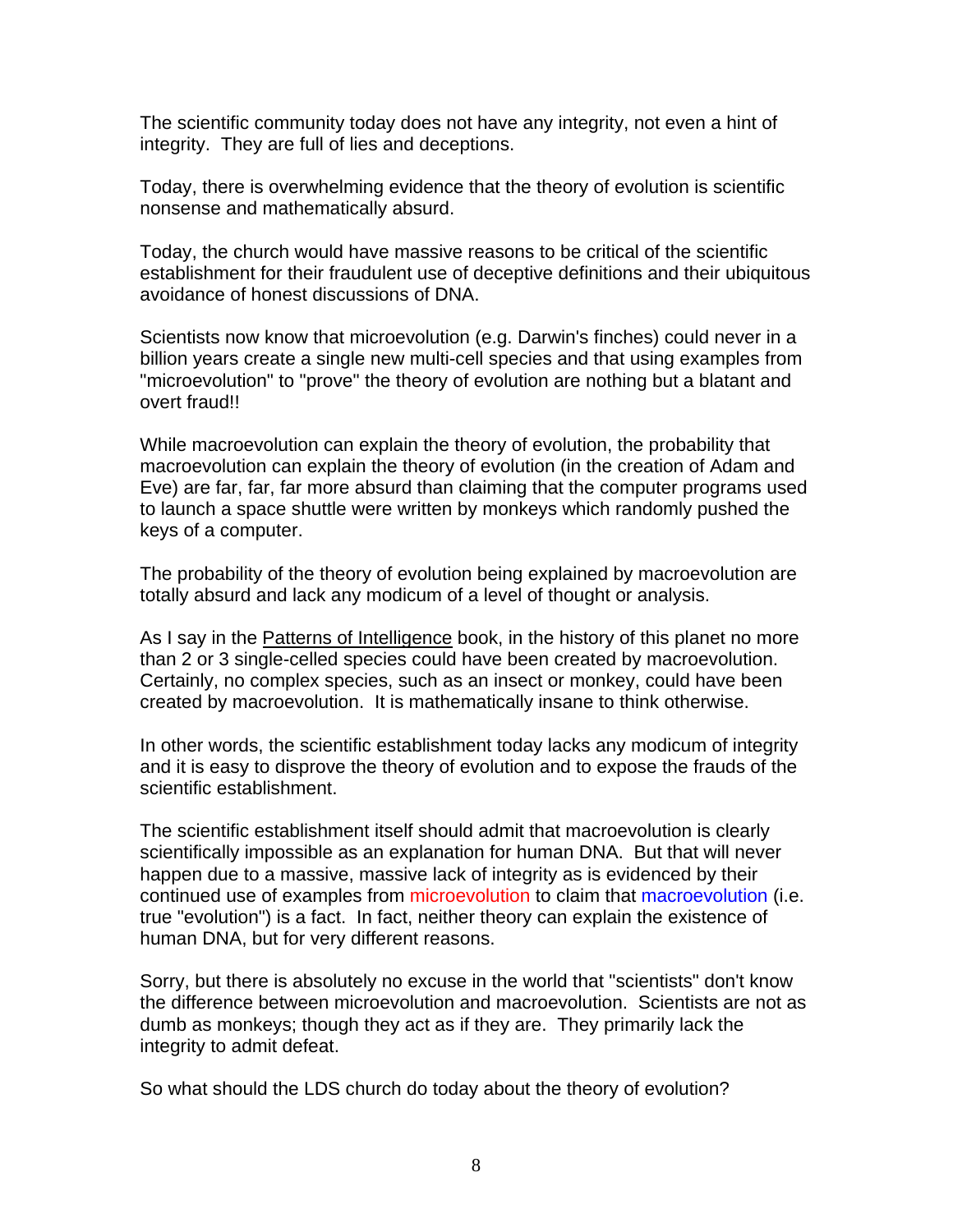The scientific community today does not have any integrity, not even a hint of integrity. They are full of lies and deceptions.

Today, there is overwhelming evidence that the theory of evolution is scientific nonsense and mathematically absurd.

Today, the church would have massive reasons to be critical of the scientific establishment for their fraudulent use of deceptive definitions and their ubiquitous avoidance of honest discussions of DNA.

Scientists now know that microevolution (e.g. Darwin's finches) could never in a billion years create a single new multi-cell species and that using examples from "microevolution" to "prove" the theory of evolution are nothing but a blatant and overt fraud!!

While macroevolution can explain the theory of evolution, the probability that macroevolution can explain the theory of evolution (in the creation of Adam and Eve) are far, far, far more absurd than claiming that the computer programs used to launch a space shuttle were written by monkeys which randomly pushed the keys of a computer.

The probability of the theory of evolution being explained by macroevolution are totally absurd and lack any modicum of a level of thought or analysis.

As I say in the Patterns of Intelligence book, in the history of this planet no more than 2 or 3 single-celled species could have been created by macroevolution. Certainly, no complex species, such as an insect or monkey, could have been created by macroevolution. It is mathematically insane to think otherwise.

In other words, the scientific establishment today lacks any modicum of integrity and it is easy to disprove the theory of evolution and to expose the frauds of the scientific establishment.

The scientific establishment itself should admit that macroevolution is clearly scientifically impossible as an explanation for human DNA. But that will never happen due to a massive, massive lack of integrity as is evidenced by their continued use of examples from microevolution to claim that macroevolution (i.e. true "evolution") is a fact. In fact, neither theory can explain the existence of human DNA, but for very different reasons.

Sorry, but there is absolutely no excuse in the world that "scientists" don't know the difference between microevolution and macroevolution. Scientists are not as dumb as monkeys; though they act as if they are. They primarily lack the integrity to admit defeat.

So what should the LDS church do today about the theory of evolution?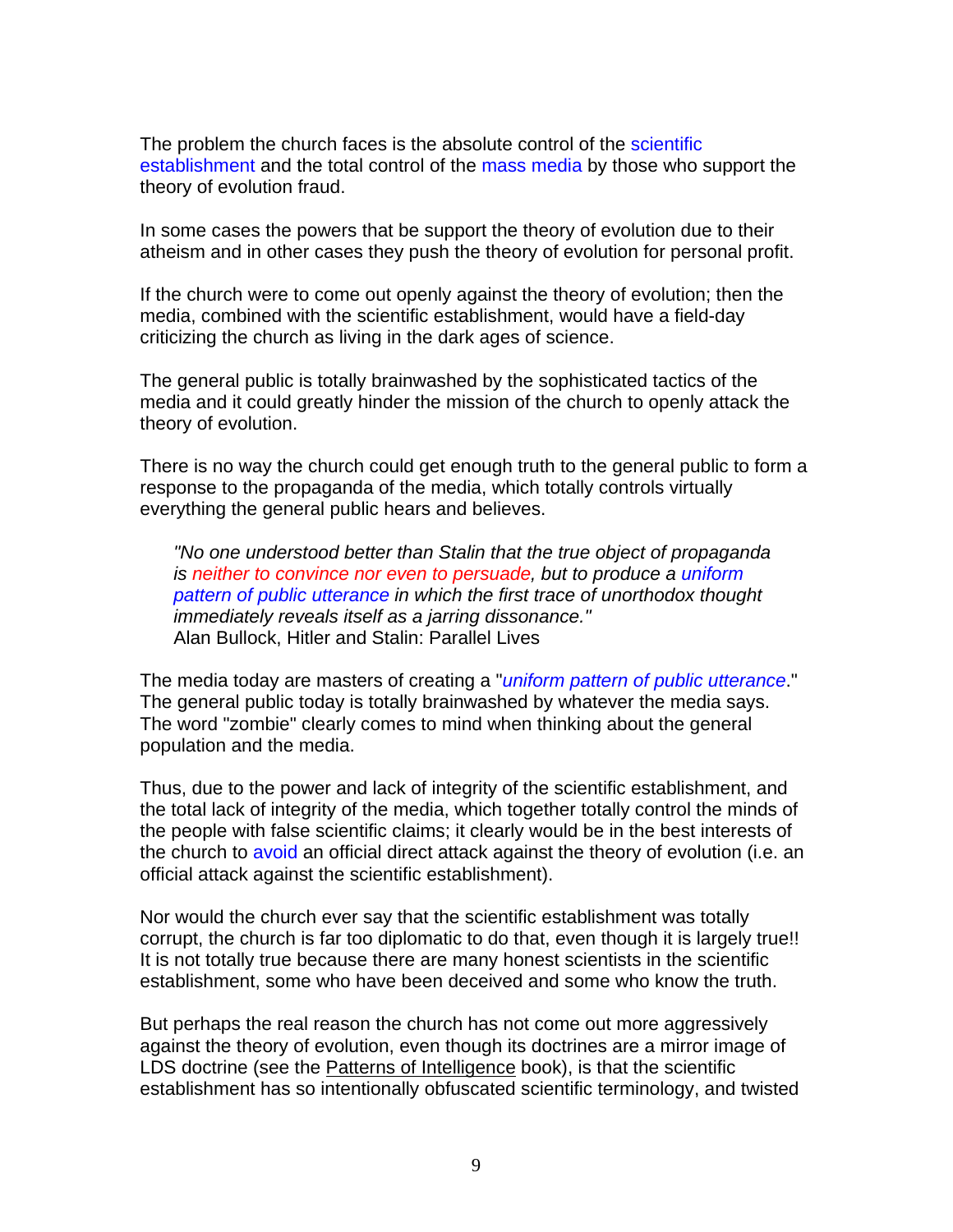The problem the church faces is the absolute control of the scientific establishment and the total control of the mass media by those who support the theory of evolution fraud.

In some cases the powers that be support the theory of evolution due to their atheism and in other cases they push the theory of evolution for personal profit.

If the church were to come out openly against the theory of evolution; then the media, combined with the scientific establishment, would have a field-day criticizing the church as living in the dark ages of science.

The general public is totally brainwashed by the sophisticated tactics of the media and it could greatly hinder the mission of the church to openly attack the theory of evolution.

There is no way the church could get enough truth to the general public to form a response to the propaganda of the media, which totally controls virtually everything the general public hears and believes.

> *"No one understood better than Stalin that the true object of propaganda is neither to convince nor even to persuade, but to produce a uniform pattern of public utterance in which the first trace of unorthodox thought immediately reveals itself as a jarring dissonance."*
> Alan Bullock, Hitler and Stalin: Parallel Lives

The media today are masters of creating a "*uniform pattern of public utterance*." The general public today is totally brainwashed by whatever the media says. The word "zombie" clearly comes to mind when thinking about the general population and the media.

Thus, due to the power and lack of integrity of the scientific establishment, and the total lack of integrity of the media, which together totally control the minds of the people with false scientific claims; it clearly would be in the best interests of the church to avoid an official direct attack against the theory of evolution (i.e. an official attack against the scientific establishment).

Nor would the church ever say that the scientific establishment was totally corrupt, the church is far too diplomatic to do that, even though it is largely true!! It is not totally true because there are many honest scientists in the scientific establishment, some who have been deceived and some who know the truth.

But perhaps the real reason the church has not come out more aggressively against the theory of evolution, even though its doctrines are a mirror image of LDS doctrine (see the Patterns of Intelligence book), is that the scientific establishment has so intentionally obfuscated scientific terminology, and twisted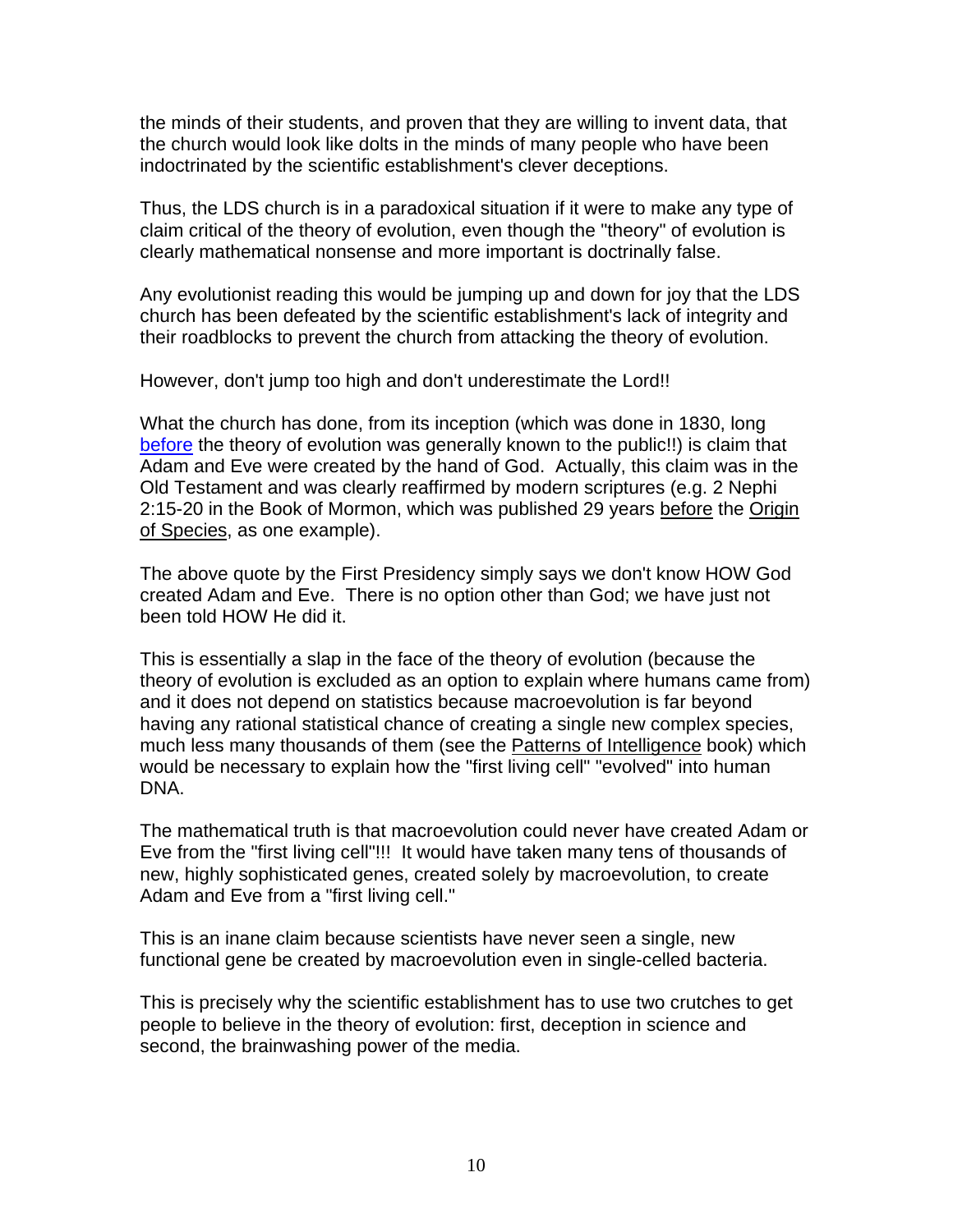the minds of their students, and proven that they are willing to invent data, that the church would look like dolts in the minds of many people who have been indoctrinated by the scientific establishment's clever deceptions.

Thus, the LDS church is in a paradoxical situation if it were to make any type of claim critical of the theory of evolution, even though the "theory" of evolution is clearly mathematical nonsense and more important is doctrinally false.

Any evolutionist reading this would be jumping up and down for joy that the LDS church has been defeated by the scientific establishment's lack of integrity and their roadblocks to prevent the church from attacking the theory of evolution.

However, don't jump too high and don't underestimate the Lord!!

What the church has done, from its inception (which was done in 1830, long before the theory of evolution was generally known to the public!!) is claim that Adam and Eve were created by the hand of God. Actually, this claim was in the Old Testament and was clearly reaffirmed by modern scriptures (e.g. 2 Nephi 2:15-20 in the Book of Mormon, which was published 29 years before the Origin of Species, as one example).

The above quote by the First Presidency simply says we don't know HOW God created Adam and Eve. There is no option other than God; we have just not been told HOW He did it.

This is essentially a slap in the face of the theory of evolution (because the theory of evolution is excluded as an option to explain where humans came from) and it does not depend on statistics because macroevolution is far beyond having any rational statistical chance of creating a single new complex species, much less many thousands of them (see the Patterns of Intelligence book) which would be necessary to explain how the "first living cell" "evolved" into human DNA.

The mathematical truth is that macroevolution could never have created Adam or Eve from the "first living cell"!!! It would have taken many tens of thousands of new, highly sophisticated genes, created solely by macroevolution, to create Adam and Eve from a "first living cell."

This is an inane claim because scientists have never seen a single, new functional gene be created by macroevolution even in single-celled bacteria.

This is precisely why the scientific establishment has to use two crutches to get people to believe in the theory of evolution: first, deception in science and second, the brainwashing power of the media.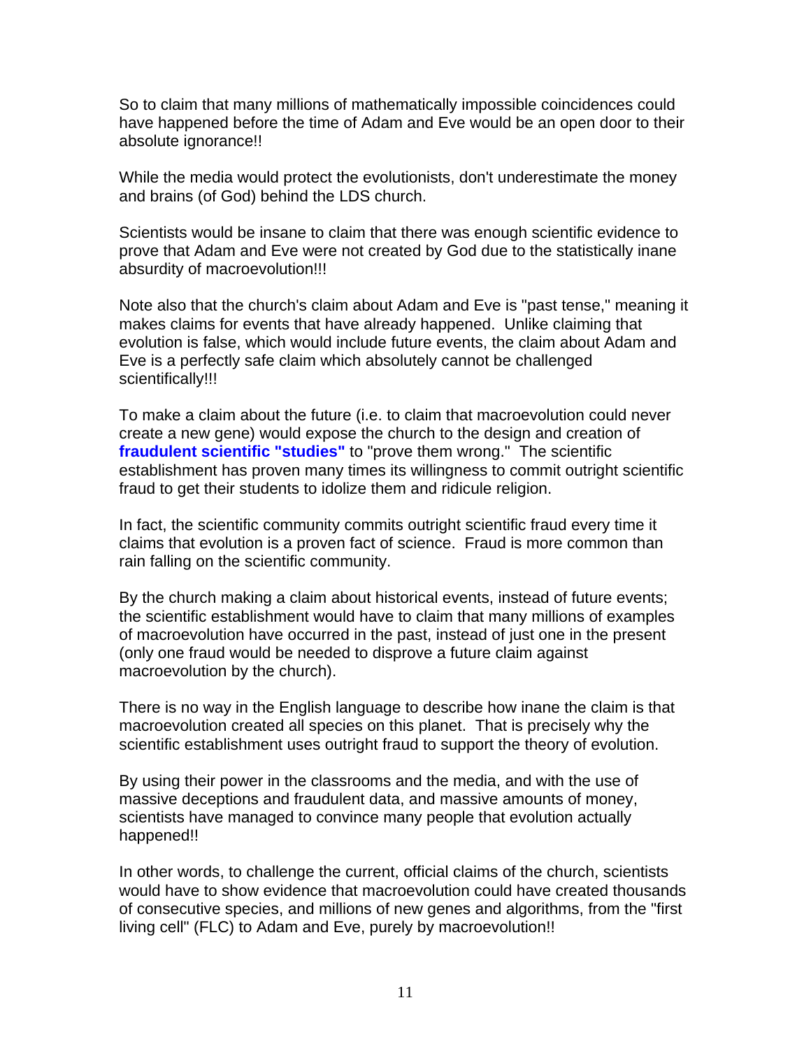So to claim that many millions of mathematically impossible coincidences could have happened before the time of Adam and Eve would be an open door to their absolute ignorance!!

While the media would protect the evolutionists, don't underestimate the money and brains (of God) behind the LDS church.

Scientists would be insane to claim that there was enough scientific evidence to prove that Adam and Eve were not created by God due to the statistically inane absurdity of macroevolution!!!

Note also that the church's claim about Adam and Eve is "past tense," meaning it makes claims for events that have already happened. Unlike claiming that evolution is false, which would include future events, the claim about Adam and Eve is a perfectly safe claim which absolutely cannot be challenged scientifically!!!

To make a claim about the future (i.e. to claim that macroevolution could never create a new gene) would expose the church to the design and creation of **fraudulent scientific "studies"** to "prove them wrong." The scientific establishment has proven many times its willingness to commit outright scientific fraud to get their students to idolize them and ridicule religion.

In fact, the scientific community commits outright scientific fraud every time it claims that evolution is a proven fact of science. Fraud is more common than rain falling on the scientific community.

By the church making a claim about historical events, instead of future events; the scientific establishment would have to claim that many millions of examples of macroevolution have occurred in the past, instead of just one in the present (only one fraud would be needed to disprove a future claim against macroevolution by the church).

There is no way in the English language to describe how inane the claim is that macroevolution created all species on this planet. That is precisely why the scientific establishment uses outright fraud to support the theory of evolution.

By using their power in the classrooms and the media, and with the use of massive deceptions and fraudulent data, and massive amounts of money, scientists have managed to convince many people that evolution actually happened!!

In other words, to challenge the current, official claims of the church, scientists would have to show evidence that macroevolution could have created thousands of consecutive species, and millions of new genes and algorithms, from the "first living cell" (FLC) to Adam and Eve, purely by macroevolution!!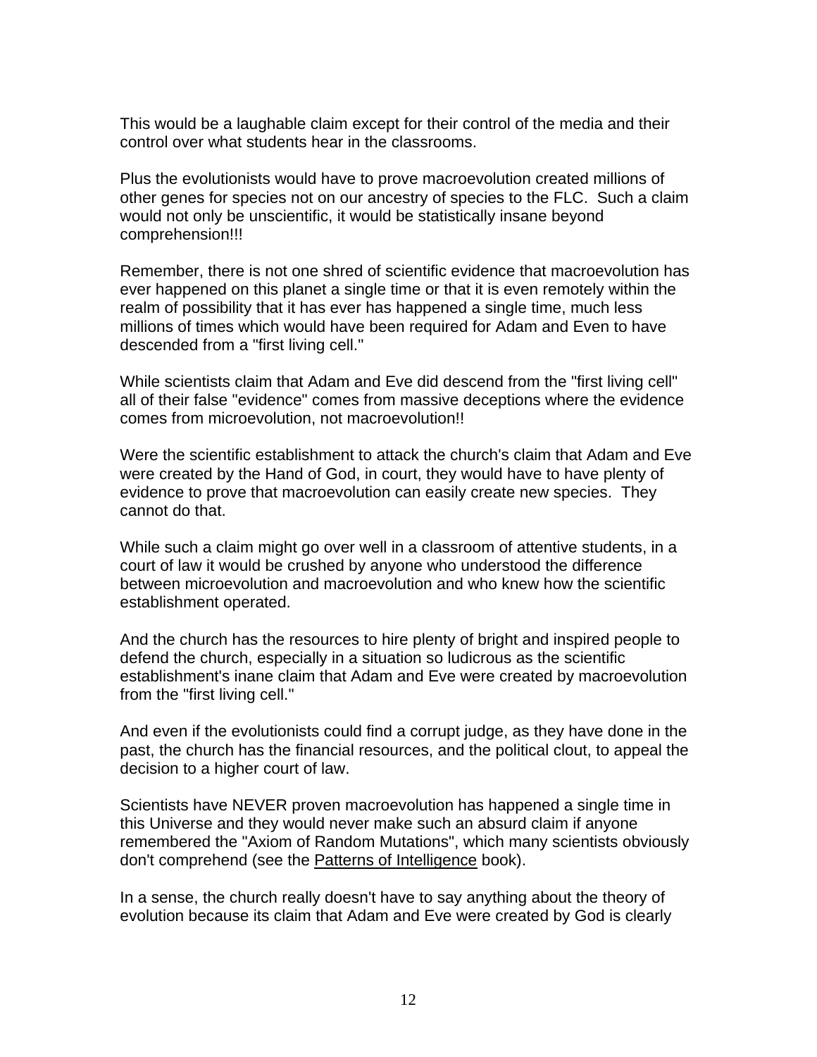This would be a laughable claim except for their control of the media and their control over what students hear in the classrooms.

Plus the evolutionists would have to prove macroevolution created millions of other genes for species not on our ancestry of species to the FLC. Such a claim would not only be unscientific, it would be statistically insane beyond comprehension!!!

Remember, there is not one shred of scientific evidence that macroevolution has ever happened on this planet a single time or that it is even remotely within the realm of possibility that it has ever has happened a single time, much less millions of times which would have been required for Adam and Even to have descended from a "first living cell."

While scientists claim that Adam and Eve did descend from the "first living cell" all of their false "evidence" comes from massive deceptions where the evidence comes from microevolution, not macroevolution!!

Were the scientific establishment to attack the church's claim that Adam and Eve were created by the Hand of God, in court, they would have to have plenty of evidence to prove that macroevolution can easily create new species. They cannot do that.

While such a claim might go over well in a classroom of attentive students, in a court of law it would be crushed by anyone who understood the difference between microevolution and macroevolution and who knew how the scientific establishment operated.

And the church has the resources to hire plenty of bright and inspired people to defend the church, especially in a situation so ludicrous as the scientific establishment's inane claim that Adam and Eve were created by macroevolution from the "first living cell."

And even if the evolutionists could find a corrupt judge, as they have done in the past, the church has the financial resources, and the political clout, to appeal the decision to a higher court of law.

Scientists have NEVER proven macroevolution has happened a single time in this Universe and they would never make such an absurd claim if anyone remembered the "Axiom of Random Mutations", which many scientists obviously don't comprehend (see the Patterns of Intelligence book).

In a sense, the church really doesn't have to say anything about the theory of evolution because its claim that Adam and Eve were created by God is clearly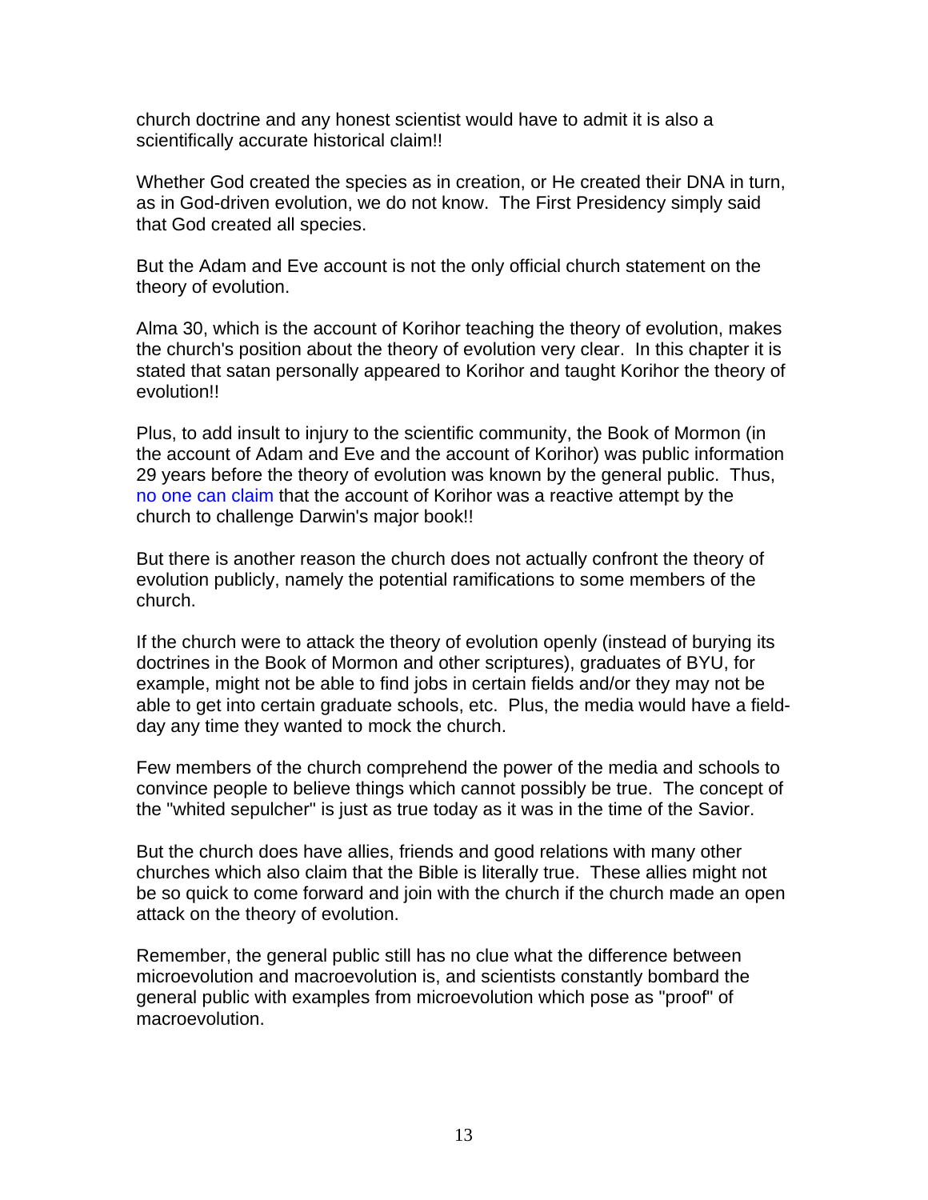church doctrine and any honest scientist would have to admit it is also a scientifically accurate historical claim!!

Whether God created the species as in creation, or He created their DNA in turn, as in God-driven evolution, we do not know. The First Presidency simply said that God created all species.

But the Adam and Eve account is not the only official church statement on the theory of evolution.

Alma 30, which is the account of Korihor teaching the theory of evolution, makes the church's position about the theory of evolution very clear. In this chapter it is stated that satan personally appeared to Korihor and taught Korihor the theory of evolution!!

Plus, to add insult to injury to the scientific community, the Book of Mormon (in the account of Adam and Eve and the account of Korihor) was public information 29 years before the theory of evolution was known by the general public. Thus, no one can claim that the account of Korihor was a reactive attempt by the church to challenge Darwin's major book!!

But there is another reason the church does not actually confront the theory of evolution publicly, namely the potential ramifications to some members of the church.

If the church were to attack the theory of evolution openly (instead of burying its doctrines in the Book of Mormon and other scriptures), graduates of BYU, for example, might not be able to find jobs in certain fields and/or they may not be able to get into certain graduate schools, etc. Plus, the media would have a field-day any time they wanted to mock the church.

Few members of the church comprehend the power of the media and schools to convince people to believe things which cannot possibly be true. The concept of the "whited sepulcher" is just as true today as it was in the time of the Savior.

But the church does have allies, friends and good relations with many other churches which also claim that the Bible is literally true. These allies might not be so quick to come forward and join with the church if the church made an open attack on the theory of evolution.

Remember, the general public still has no clue what the difference between microevolution and macroevolution is, and scientists constantly bombard the general public with examples from microevolution which pose as "proof" of macroevolution.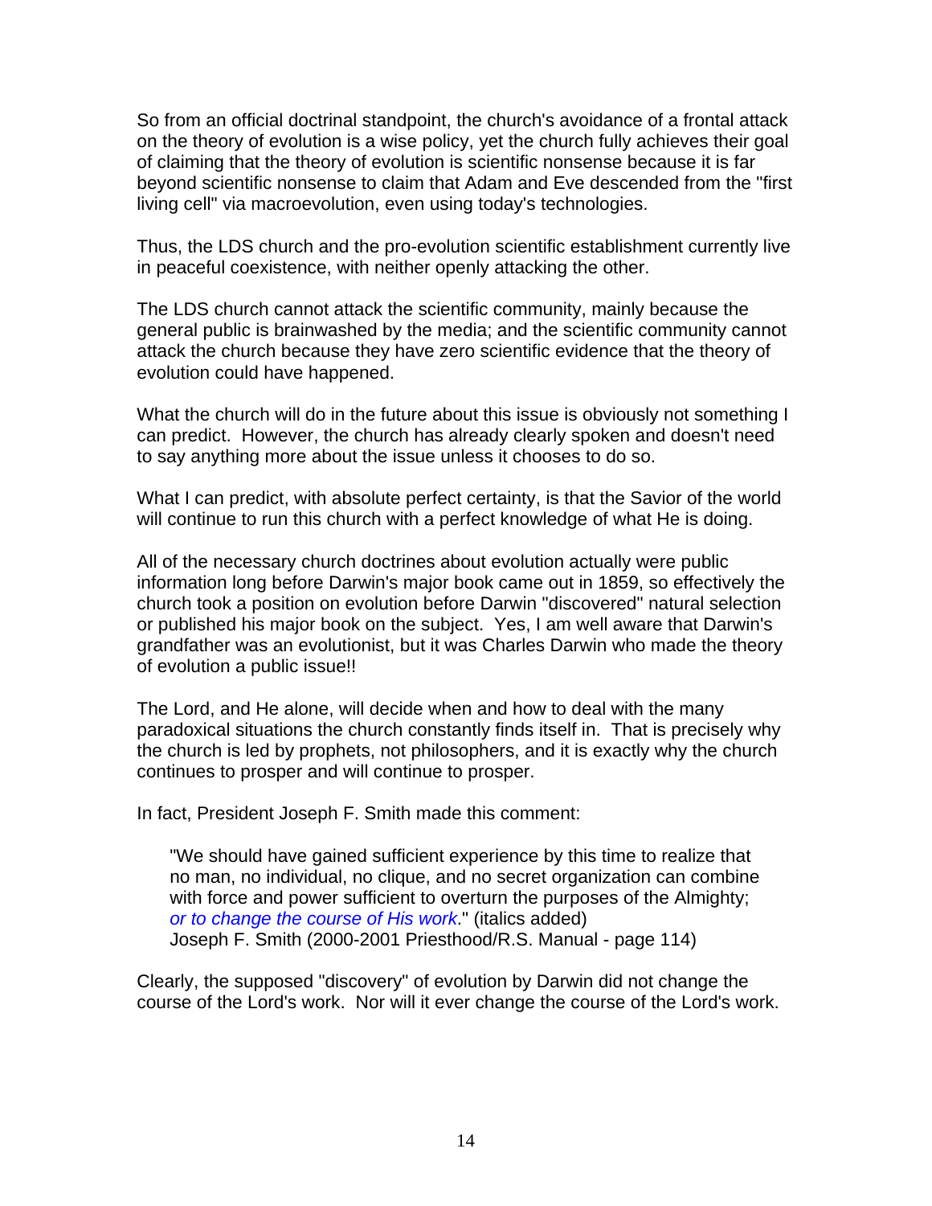So from an official doctrinal standpoint, the church's avoidance of a frontal attack on the theory of evolution is a wise policy, yet the church fully achieves their goal of claiming that the theory of evolution is scientific nonsense because it is far beyond scientific nonsense to claim that Adam and Eve descended from the "first living cell" via macroevolution, even using today's technologies.

Thus, the LDS church and the pro-evolution scientific establishment currently live in peaceful coexistence, with neither openly attacking the other.

The LDS church cannot attack the scientific community, mainly because the general public is brainwashed by the media; and the scientific community cannot attack the church because they have zero scientific evidence that the theory of evolution could have happened.

What the church will do in the future about this issue is obviously not something I can predict. However, the church has already clearly spoken and doesn't need to say anything more about the issue unless it chooses to do so.

What I can predict, with absolute perfect certainty, is that the Savior of the world will continue to run this church with a perfect knowledge of what He is doing.

All of the necessary church doctrines about evolution actually were public information long before Darwin's major book came out in 1859, so effectively the church took a position on evolution before Darwin "discovered" natural selection or published his major book on the subject. Yes, I am well aware that Darwin's grandfather was an evolutionist, but it was Charles Darwin who made the theory of evolution a public issue!!

The Lord, and He alone, will decide when and how to deal with the many paradoxical situations the church constantly finds itself in. That is precisely why the church is led by prophets, not philosophers, and it is exactly why the church continues to prosper and will continue to prosper.

In fact, President Joseph F. Smith made this comment:

> "We should have gained sufficient experience by this time to realize that no man, no individual, no clique, and no secret organization can combine with force and power sufficient to overturn the purposes of the Almighty; *or to change the course of His work*." (italics added)
> Joseph F. Smith (2000-2001 Priesthood/R.S. Manual - page 114)

Clearly, the supposed "discovery" of evolution by Darwin did not change the course of the Lord's work. Nor will it ever change the course of the Lord's work.